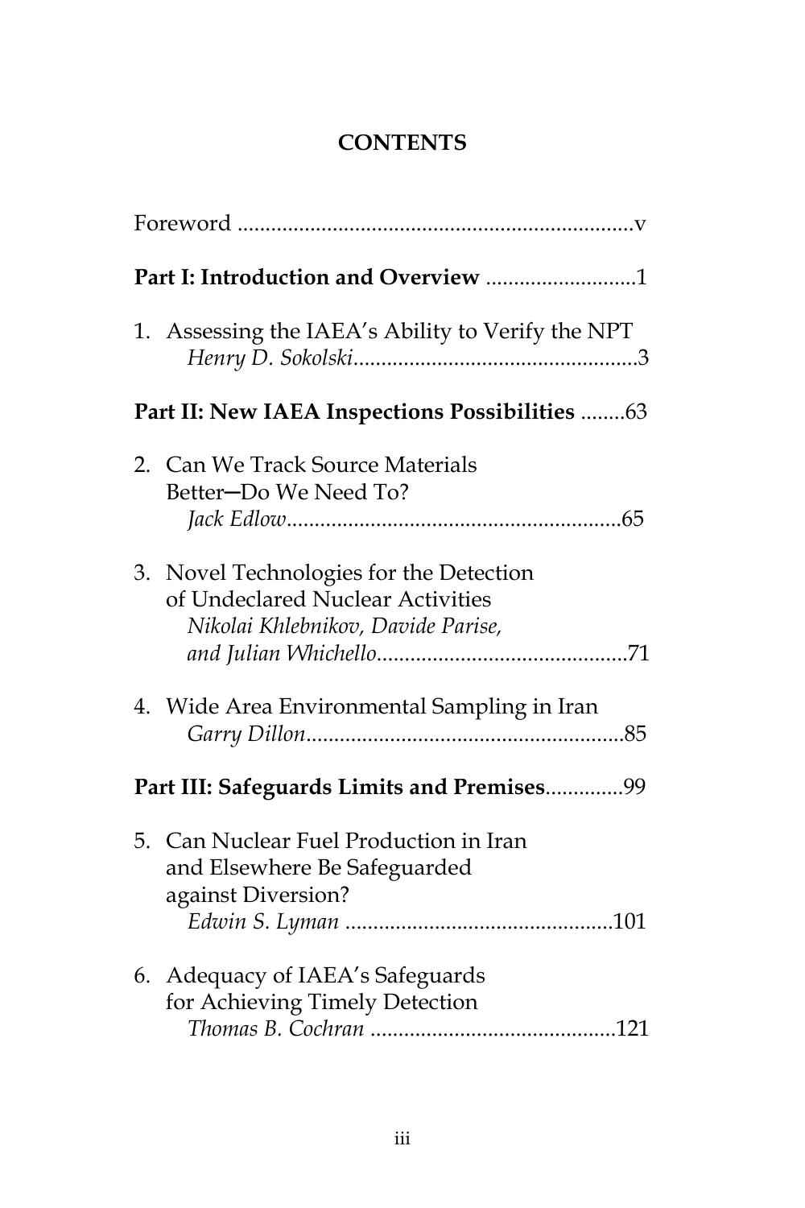## CONTENTS

Foreword ....................................................................v

**Part I: Introduction and Overview** ..........................1

1. Assessing the IAEA's Ability to Verify the NPT
   *Henry D. Sokolski*..................................................3

**Part II: New IAEA Inspections Possibilities** ........63

2. Can We Track Source Materials Better—Do We Need To?
   *Jack Edlow*............................................................65

3. Novel Technologies for the Detection of Undeclared Nuclear Activities
   *Nikolai Khlebnikov, Davide Parise, and Julian Whichello*............................................71

4. Wide Area Environmental Sampling in Iran
   *Garry Dillon*........................................................85

**Part III: Safeguards Limits and Premises**.............99

5. Can Nuclear Fuel Production in Iran and Elsewhere Be Safeguarded against Diversion?
   *Edwin S. Lyman* ...............................................101

6. Adequacy of IAEA's Safeguards for Achieving Timely Detection
   *Thomas B. Cochran* ...........................................121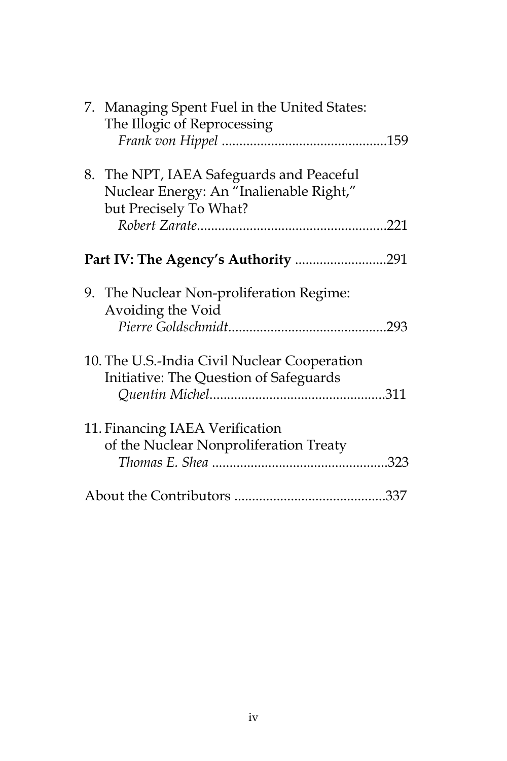7. Managing Spent Fuel in the United States: The Illogic of Reprocessing
   *Frank von Hippel* ..............................................159

8. The NPT, IAEA Safeguards and Peaceful Nuclear Energy: An "Inalienable Right," but Precisely To What?
   *Robert Zarate*......................................................221

**Part IV: The Agency's Authority** ..........................291

9. The Nuclear Non-proliferation Regime: Avoiding the Void
   *Pierre Goldschmidt*.............................................293

10. The U.S.-India Civil Nuclear Cooperation Initiative: The Question of Safeguards
    *Quentin Michel*..................................................311

11. Financing IAEA Verification of the Nuclear Nonproliferation Treaty
    *Thomas E. Shea* ..................................................323

About the Contributors ...........................................337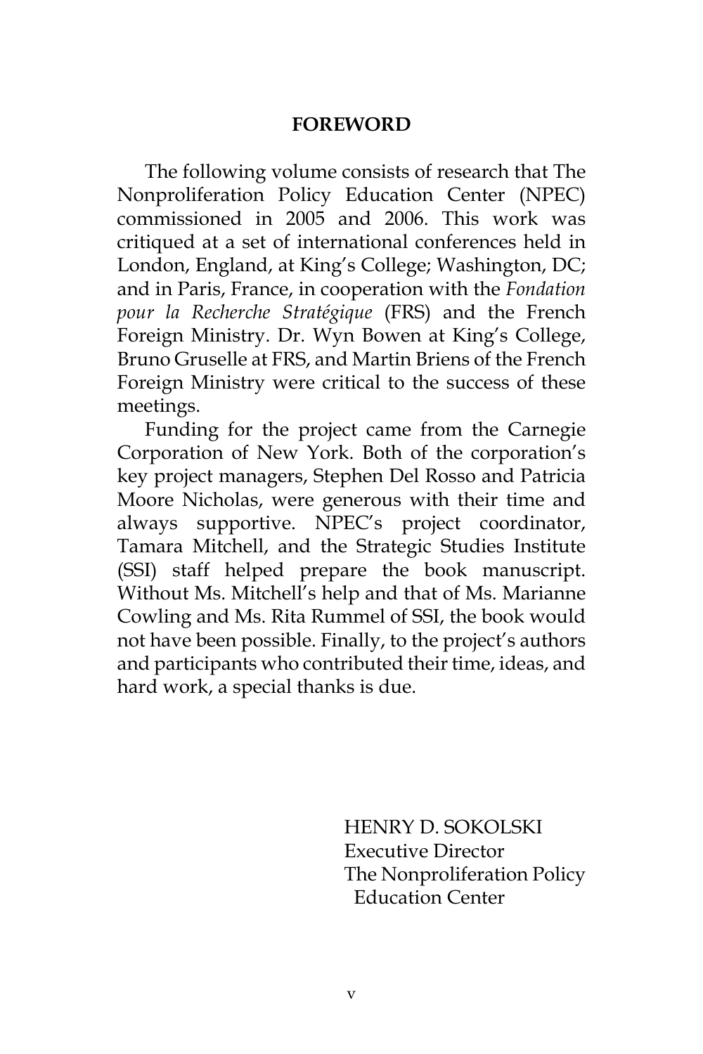## FOREWORD

The following volume consists of research that The Nonproliferation Policy Education Center (NPEC) commissioned in 2005 and 2006. This work was critiqued at a set of international conferences held in London, England, at King's College; Washington, DC; and in Paris, France, in cooperation with the *Fondation pour la Recherche Stratégique* (FRS) and the French Foreign Ministry. Dr. Wyn Bowen at King's College, Bruno Gruselle at FRS, and Martin Briens of the French Foreign Ministry were critical to the success of these meetings.

Funding for the project came from the Carnegie Corporation of New York. Both of the corporation's key project managers, Stephen Del Rosso and Patricia Moore Nicholas, were generous with their time and always supportive. NPEC's project coordinator, Tamara Mitchell, and the Strategic Studies Institute (SSI) staff helped prepare the book manuscript. Without Ms. Mitchell's help and that of Ms. Marianne Cowling and Ms. Rita Rummel of SSI, the book would not have been possible. Finally, to the project's authors and participants who contributed their time, ideas, and hard work, a special thanks is due.

HENRY D. SOKOLSKI
Executive Director
The Nonproliferation Policy Education Center